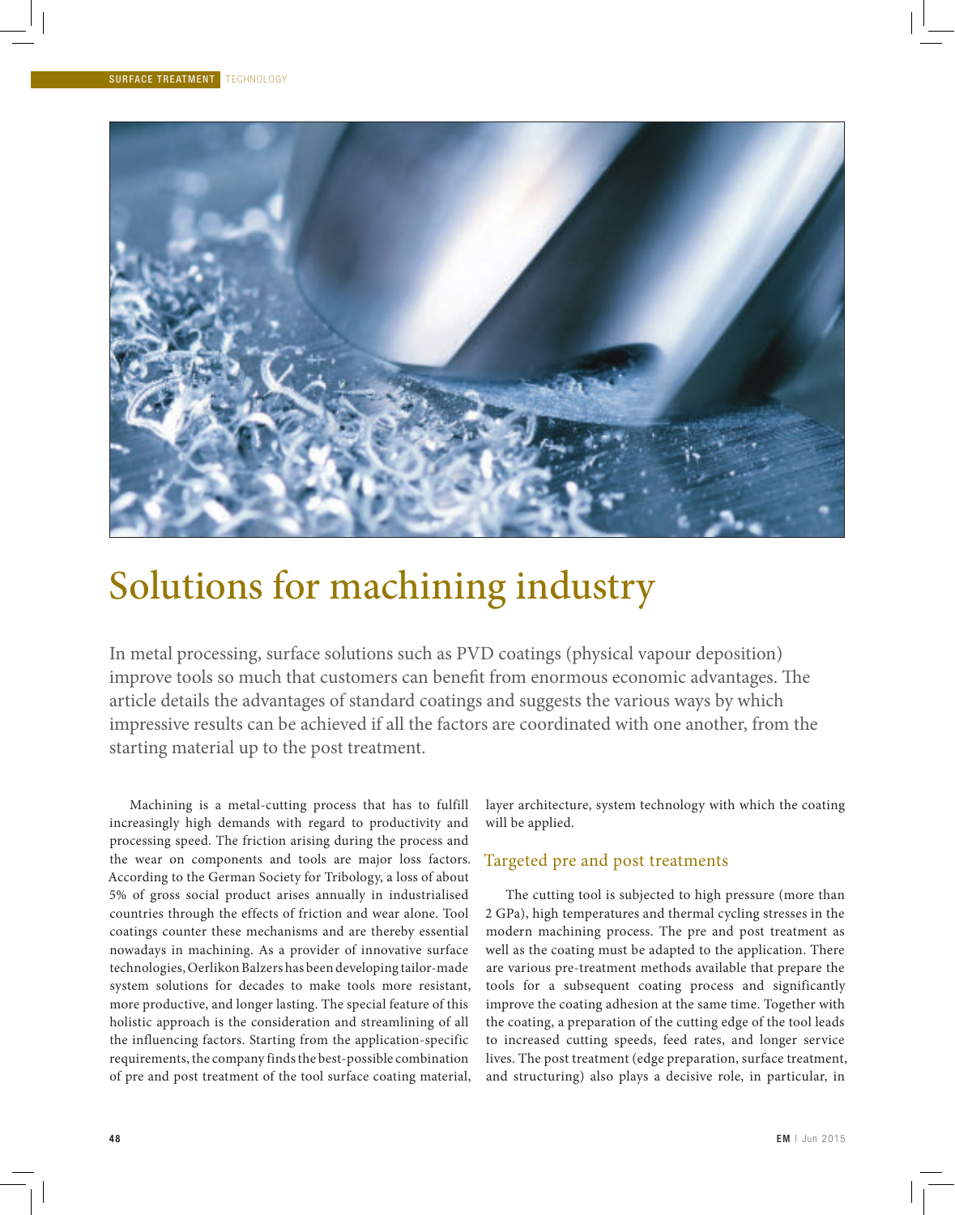# Solutions for machining industry

In metal processing, surface solutions such as PVD coatings (physical vapour deposition) improve tools so much that customers can benefit from enormous economic advantages. The article details the advantages of standard coatings and suggests the various ways by which impressive results can be achieved if all the factors are coordinated with one another, from the starting material up to the post treatment.

Machining is a metal-cutting process that has to fulfill increasingly high demands with regard to productivity and processing speed. The friction arising during the process and the wear on components and tools are major loss factors. According to the German Society for Tribology, a loss of about 5% of gross social product arises annually in industrialised countries through the effects of friction and wear alone. Tool coatings counter these mechanisms and are thereby essential nowadays in machining. As a provider of innovative surface technologies, Oerlikon Balzers has been developing tailor-made system solutions for decades to make tools more resistant, more productive, and longer lasting. The special feature of this holistic approach is the consideration and streamlining of all the influencing factors. Starting from the application-specific requirements, the company finds the best-possible combination of pre and post treatment of the tool surface coating material, layer architecture, system technology with which the coating will be applied.

## Targeted pre and post treatments

The cutting tool is subjected to high pressure (more than 2 GPa), high temperatures and thermal cycling stresses in the modern machining process. The pre and post treatment as well as the coating must be adapted to the application. There are various pre-treatment methods available that prepare the tools for a subsequent coating process and significantly improve the coating adhesion at the same time. Together with the coating, a preparation of the cutting edge of the tool leads to increased cutting speeds, feed rates, and longer service lives. The post treatment (edge preparation, surface treatment, and structuring) also plays a decisive role, in particular, in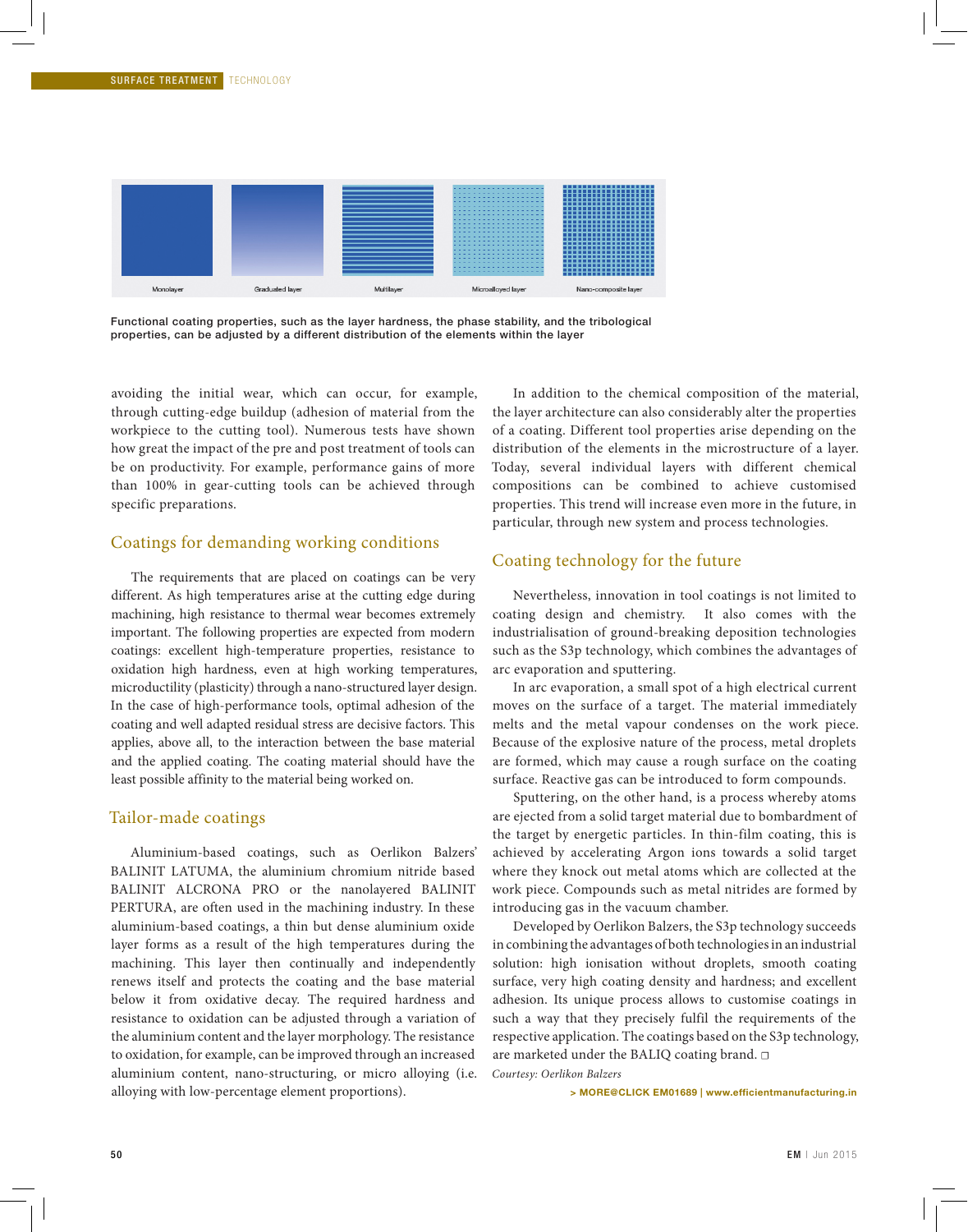Monolayer

Graduated layer

Multilayer

Microalloyed layer

Nano-composite layer

Functional coating properties, such as the layer hardness, the phase stability, and the tribological properties, can be adjusted by a different distribution of the elements within the layer

avoiding the initial wear, which can occur, for example, through cutting-edge buildup (adhesion of material from the workpiece to the cutting tool). Numerous tests have shown how great the impact of the pre and post treatment of tools can be on productivity. For example, performance gains of more than 100% in gear-cutting tools can be achieved through specific preparations.

## Coatings for demanding working conditions

The requirements that are placed on coatings can be very different. As high temperatures arise at the cutting edge during machining, high resistance to thermal wear becomes extremely important. The following properties are expected from modern coatings: excellent high-temperature properties, resistance to oxidation high hardness, even at high working temperatures, microductility (plasticity) through a nano-structured layer design. In the case of high-performance tools, optimal adhesion of the coating and well adapted residual stress are decisive factors. This applies, above all, to the interaction between the base material and the applied coating. The coating material should have the least possible affinity to the material being worked on.

## Tailor-made coatings

Aluminium-based coatings, such as Oerlikon Balzers' BALINIT LATUMA, the aluminium chromium nitride based BALINIT ALCRONA PRO or the nanolayered BALINIT PERTURA, are often used in the machining industry. In these aluminium-based coatings, a thin but dense aluminium oxide layer forms as a result of the high temperatures during the machining. This layer then continually and independently renews itself and protects the coating and the base material below it from oxidative decay. The required hardness and resistance to oxidation can be adjusted through a variation of the aluminium content and the layer morphology. The resistance to oxidation, for example, can be improved through an increased aluminium content, nano-structuring, or micro alloying (i.e. alloying with low-percentage element proportions).

In addition to the chemical composition of the material, the layer architecture can also considerably alter the properties of a coating. Different tool properties arise depending on the distribution of the elements in the microstructure of a layer. Today, several individual layers with different chemical compositions can be combined to achieve customised properties. This trend will increase even more in the future, in particular, through new system and process technologies.

## Coating technology for the future

Nevertheless, innovation in tool coatings is not limited to coating design and chemistry. It also comes with the industrialisation of ground-breaking deposition technologies such as the S3p technology, which combines the advantages of arc evaporation and sputtering.

In arc evaporation, a small spot of a high electrical current moves on the surface of a target. The material immediately melts and the metal vapour condenses on the work piece. Because of the explosive nature of the process, metal droplets are formed, which may cause a rough surface on the coating surface. Reactive gas can be introduced to form compounds.

Sputtering, on the other hand, is a process whereby atoms are ejected from a solid target material due to bombardment of the target by energetic particles. In thin-film coating, this is achieved by accelerating Argon ions towards a solid target where they knock out metal atoms which are collected at the work piece. Compounds such as metal nitrides are formed by introducing gas in the vacuum chamber.

Developed by Oerlikon Balzers, the S3p technology succeeds in combining the advantages of both technologies in an industrial solution: high ionisation without droplets, smooth coating surface, very high coating density and hardness; and excellent adhesion. Its unique process allows to customise coatings in such a way that they precisely fulfil the requirements of the respective application. The coatings based on the S3p technology, are marketed under the BALIQ coating brand. □

*Courtesy: Oerlikon Balzers*

**> MORE@CLICK EM01689 | www.efficientmanufacturing.in**